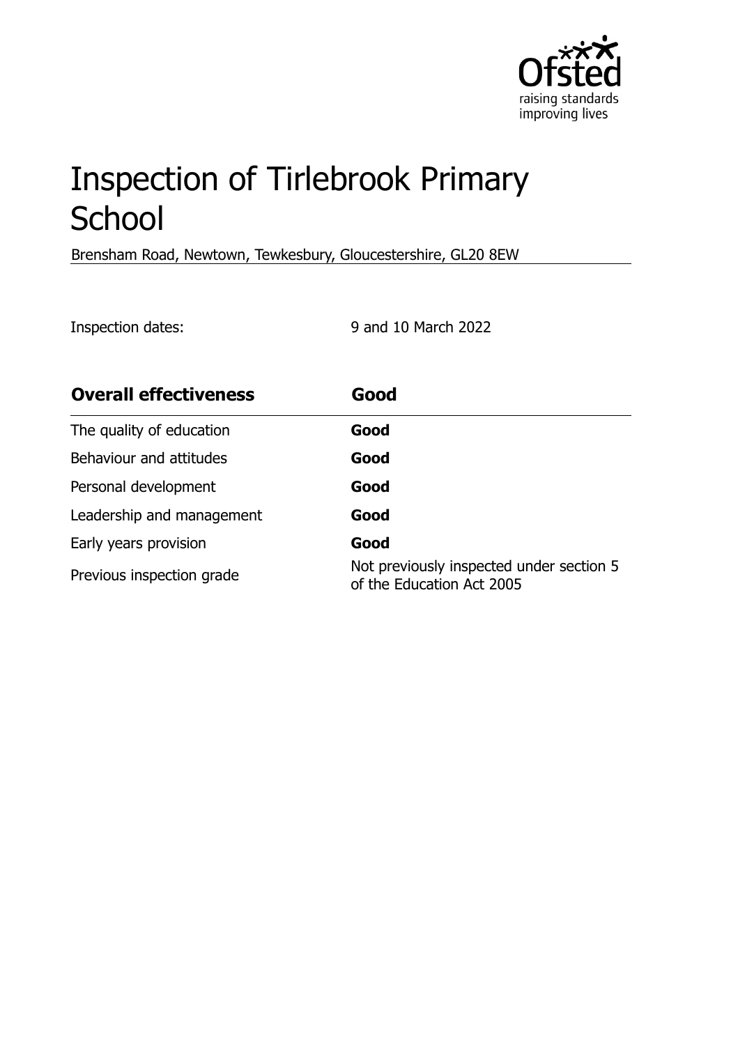# Inspection of Tirlebrook Primary School

Brensham Road, Newtown, Tewkesbury, Gloucestershire, GL20 8EW

Inspection dates: 9 and 10 March 2022

| **Overall effectiveness** | **Good** |
| --- | --- |
| The quality of education | **Good** |
| Behaviour and attitudes | **Good** |
| Personal development | **Good** |
| Leadership and management | **Good** |
| Early years provision | **Good** |
| Previous inspection grade | Not previously inspected under section 5 of the Education Act 2005 |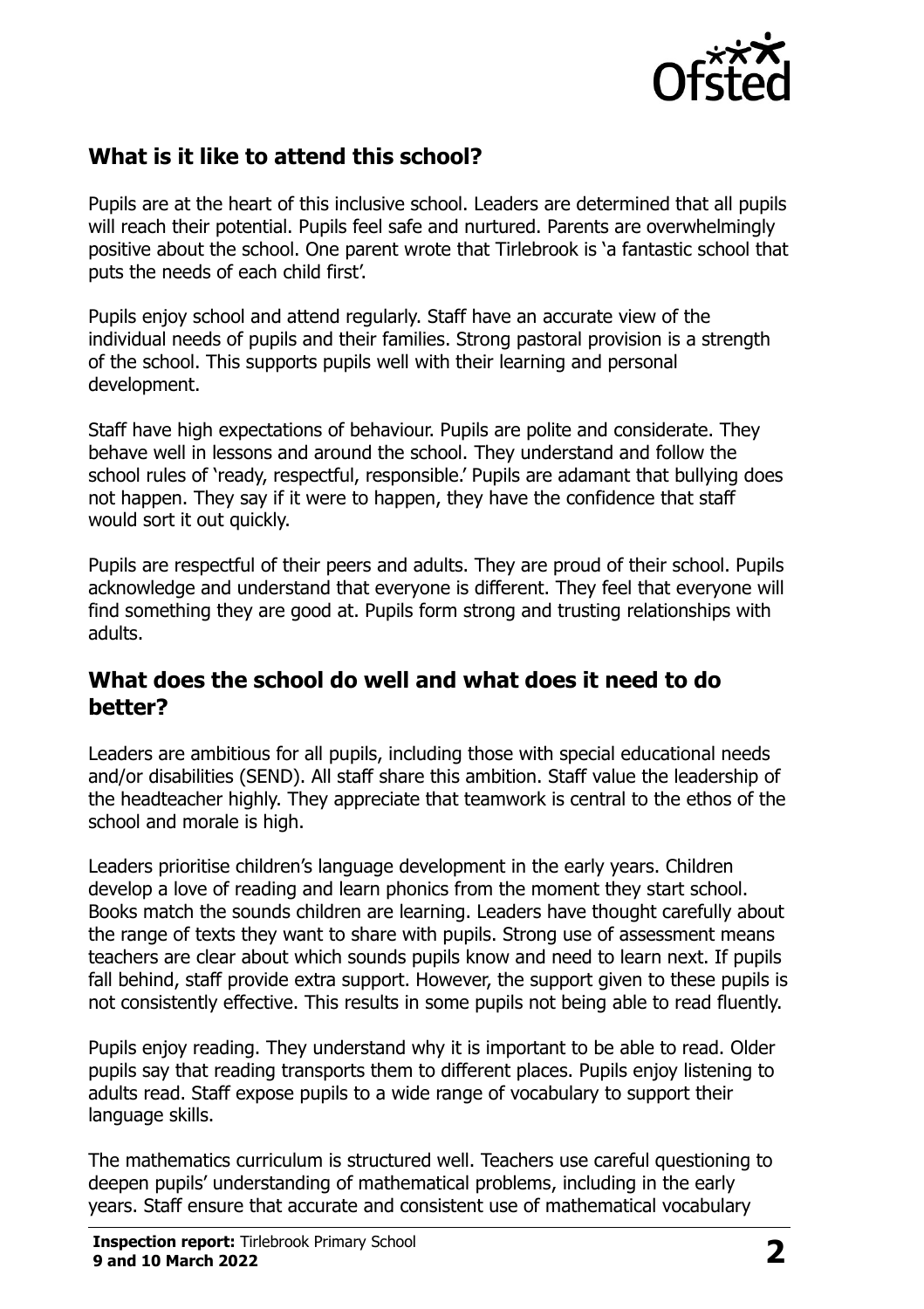## What is it like to attend this school?

Pupils are at the heart of this inclusive school. Leaders are determined that all pupils will reach their potential. Pupils feel safe and nurtured. Parents are overwhelmingly positive about the school. One parent wrote that Tirlebrook is 'a fantastic school that puts the needs of each child first'.

Pupils enjoy school and attend regularly. Staff have an accurate view of the individual needs of pupils and their families. Strong pastoral provision is a strength of the school. This supports pupils well with their learning and personal development.

Staff have high expectations of behaviour. Pupils are polite and considerate. They behave well in lessons and around the school. They understand and follow the school rules of 'ready, respectful, responsible.' Pupils are adamant that bullying does not happen. They say if it were to happen, they have the confidence that staff would sort it out quickly.

Pupils are respectful of their peers and adults. They are proud of their school. Pupils acknowledge and understand that everyone is different. They feel that everyone will find something they are good at. Pupils form strong and trusting relationships with adults.

## What does the school do well and what does it need to do better?

Leaders are ambitious for all pupils, including those with special educational needs and/or disabilities (SEND). All staff share this ambition. Staff value the leadership of the headteacher highly. They appreciate that teamwork is central to the ethos of the school and morale is high.

Leaders prioritise children's language development in the early years. Children develop a love of reading and learn phonics from the moment they start school. Books match the sounds children are learning. Leaders have thought carefully about the range of texts they want to share with pupils. Strong use of assessment means teachers are clear about which sounds pupils know and need to learn next. If pupils fall behind, staff provide extra support. However, the support given to these pupils is not consistently effective. This results in some pupils not being able to read fluently.

Pupils enjoy reading. They understand why it is important to be able to read. Older pupils say that reading transports them to different places. Pupils enjoy listening to adults read. Staff expose pupils to a wide range of vocabulary to support their language skills.

The mathematics curriculum is structured well. Teachers use careful questioning to deepen pupils' understanding of mathematical problems, including in the early years. Staff ensure that accurate and consistent use of mathematical vocabulary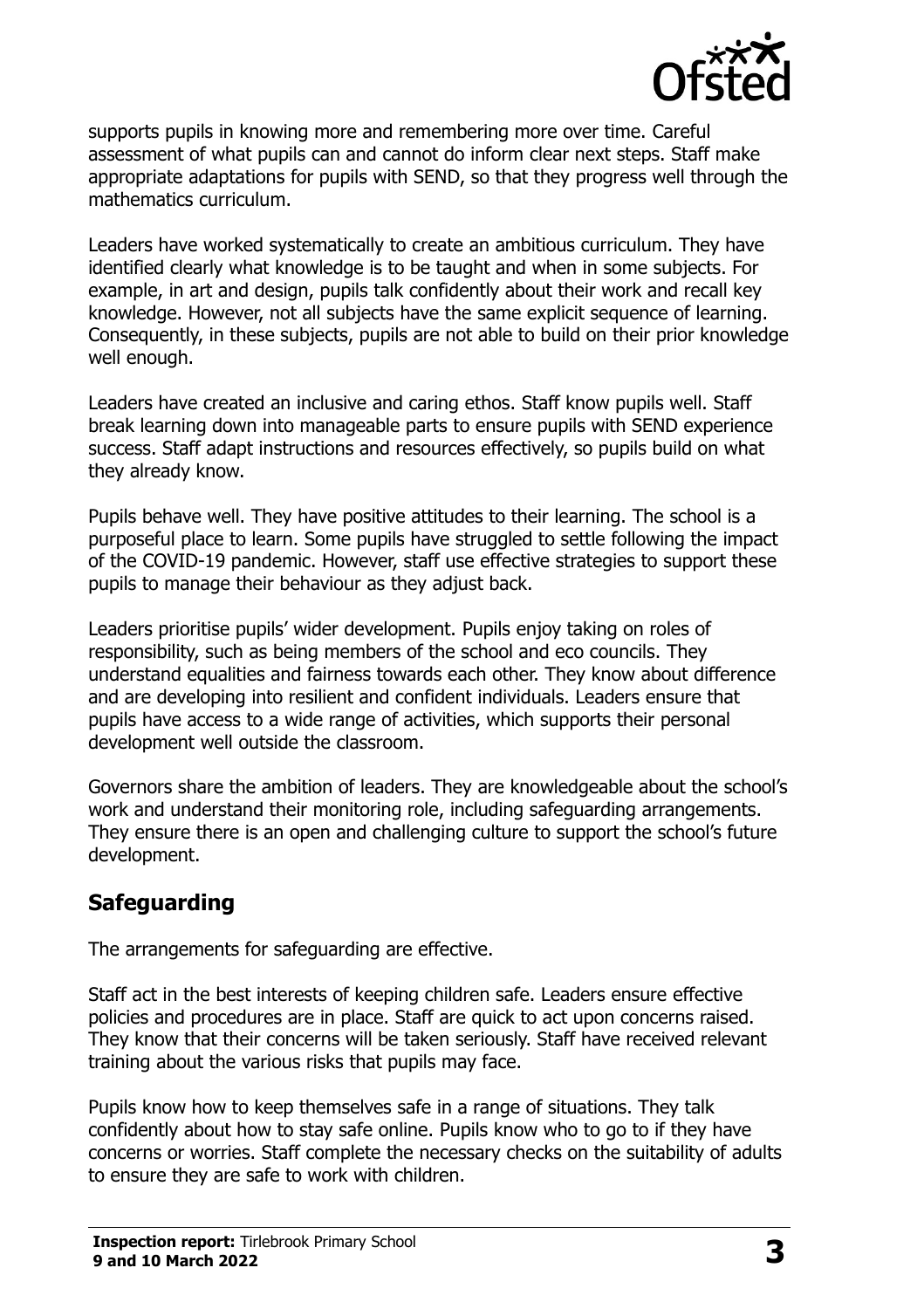supports pupils in knowing more and remembering more over time. Careful assessment of what pupils can and cannot do inform clear next steps. Staff make appropriate adaptations for pupils with SEND, so that they progress well through the mathematics curriculum.

Leaders have worked systematically to create an ambitious curriculum. They have identified clearly what knowledge is to be taught and when in some subjects. For example, in art and design, pupils talk confidently about their work and recall key knowledge. However, not all subjects have the same explicit sequence of learning. Consequently, in these subjects, pupils are not able to build on their prior knowledge well enough.

Leaders have created an inclusive and caring ethos. Staff know pupils well. Staff break learning down into manageable parts to ensure pupils with SEND experience success. Staff adapt instructions and resources effectively, so pupils build on what they already know.

Pupils behave well. They have positive attitudes to their learning. The school is a purposeful place to learn. Some pupils have struggled to settle following the impact of the COVID-19 pandemic. However, staff use effective strategies to support these pupils to manage their behaviour as they adjust back.

Leaders prioritise pupils' wider development. Pupils enjoy taking on roles of responsibility, such as being members of the school and eco councils. They understand equalities and fairness towards each other. They know about difference and are developing into resilient and confident individuals. Leaders ensure that pupils have access to a wide range of activities, which supports their personal development well outside the classroom.

Governors share the ambition of leaders. They are knowledgeable about the school's work and understand their monitoring role, including safeguarding arrangements. They ensure there is an open and challenging culture to support the school's future development.

## Safeguarding

The arrangements for safeguarding are effective.

Staff act in the best interests of keeping children safe. Leaders ensure effective policies and procedures are in place. Staff are quick to act upon concerns raised. They know that their concerns will be taken seriously. Staff have received relevant training about the various risks that pupils may face.

Pupils know how to keep themselves safe in a range of situations. They talk confidently about how to stay safe online. Pupils know who to go to if they have concerns or worries. Staff complete the necessary checks on the suitability of adults to ensure they are safe to work with children.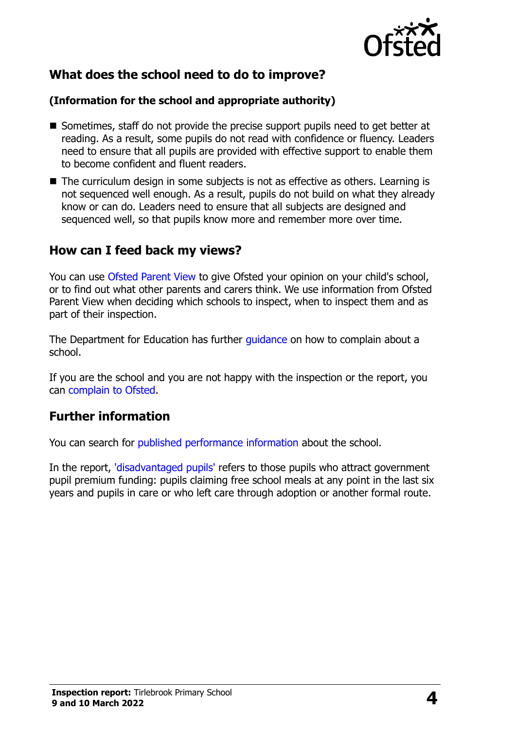## What does the school need to do to improve?

**(Information for the school and appropriate authority)**

- Sometimes, staff do not provide the precise support pupils need to get better at reading. As a result, some pupils do not read with confidence or fluency. Leaders need to ensure that all pupils are provided with effective support to enable them to become confident and fluent readers.
- The curriculum design in some subjects is not as effective as others. Learning is not sequenced well enough. As a result, pupils do not build on what they already know or can do. Leaders need to ensure that all subjects are designed and sequenced well, so that pupils know more and remember more over time.

## How can I feed back my views?

You can use Ofsted Parent View to give Ofsted your opinion on your child's school, or to find out what other parents and carers think. We use information from Ofsted Parent View when deciding which schools to inspect, when to inspect them and as part of their inspection.

The Department for Education has further guidance on how to complain about a school.

If you are the school and you are not happy with the inspection or the report, you can complain to Ofsted.

## Further information

You can search for published performance information about the school.

In the report, 'disadvantaged pupils' refers to those pupils who attract government pupil premium funding: pupils claiming free school meals at any point in the last six years and pupils in care or who left care through adoption or another formal route.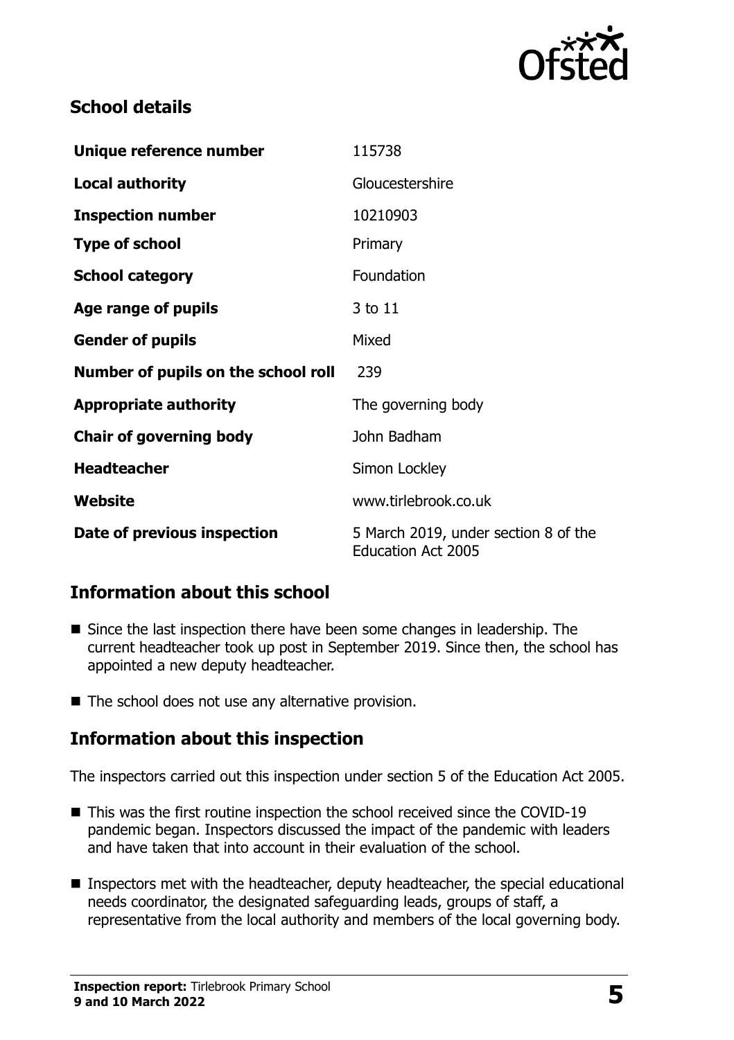## School details

| | |
|---|---|
| **Unique reference number** | 115738 |
| **Local authority** | Gloucestershire |
| **Inspection number** | 10210903 |
| **Type of school** | Primary |
| **School category** | Foundation |
| **Age range of pupils** | 3 to 11 |
| **Gender of pupils** | Mixed |
| **Number of pupils on the school roll** | 239 |
| **Appropriate authority** | The governing body |
| **Chair of governing body** | John Badham |
| **Headteacher** | Simon Lockley |
| **Website** | www.tirlebrook.co.uk |
| **Date of previous inspection** | 5 March 2019, under section 8 of the Education Act 2005 |

## Information about this school

- Since the last inspection there have been some changes in leadership. The current headteacher took up post in September 2019. Since then, the school has appointed a new deputy headteacher.
- The school does not use any alternative provision.

## Information about this inspection

The inspectors carried out this inspection under section 5 of the Education Act 2005.

- This was the first routine inspection the school received since the COVID-19 pandemic began. Inspectors discussed the impact of the pandemic with leaders and have taken that into account in their evaluation of the school.
- Inspectors met with the headteacher, deputy headteacher, the special educational needs coordinator, the designated safeguarding leads, groups of staff, a representative from the local authority and members of the local governing body.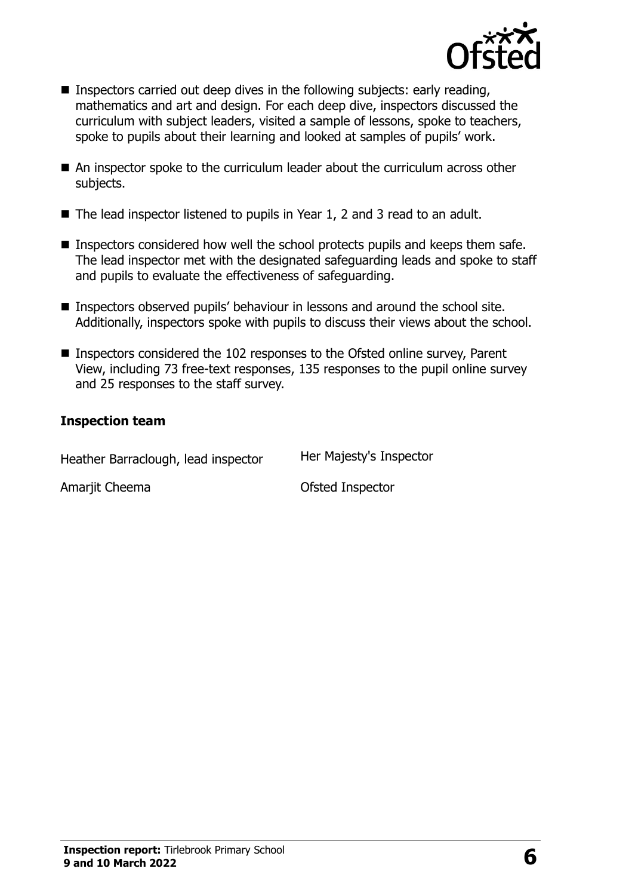- Inspectors carried out deep dives in the following subjects: early reading, mathematics and art and design. For each deep dive, inspectors discussed the curriculum with subject leaders, visited a sample of lessons, spoke to teachers, spoke to pupils about their learning and looked at samples of pupils' work.
- An inspector spoke to the curriculum leader about the curriculum across other subjects.
- The lead inspector listened to pupils in Year 1, 2 and 3 read to an adult.
- Inspectors considered how well the school protects pupils and keeps them safe. The lead inspector met with the designated safeguarding leads and spoke to staff and pupils to evaluate the effectiveness of safeguarding.
- Inspectors observed pupils' behaviour in lessons and around the school site. Additionally, inspectors spoke with pupils to discuss their views about the school.
- Inspectors considered the 102 responses to the Ofsted online survey, Parent View, including 73 free-text responses, 135 responses to the pupil online survey and 25 responses to the staff survey.

### Inspection team

| | |
|---|---|
| Heather Barraclough, lead inspector | Her Majesty's Inspector |
| Amarjit Cheema | Ofsted Inspector |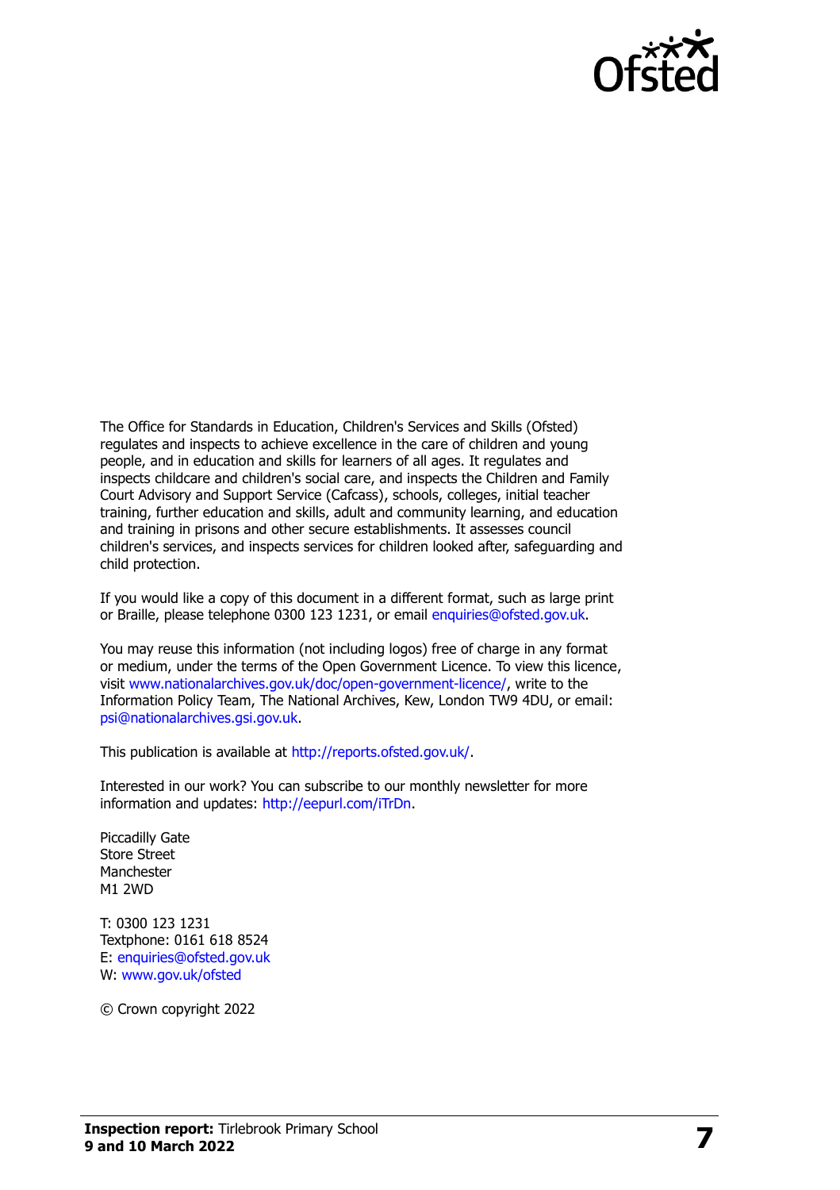The Office for Standards in Education, Children's Services and Skills (Ofsted) regulates and inspects to achieve excellence in the care of children and young people, and in education and skills for learners of all ages. It regulates and inspects childcare and children's social care, and inspects the Children and Family Court Advisory and Support Service (Cafcass), schools, colleges, initial teacher training, further education and skills, adult and community learning, and education and training in prisons and other secure establishments. It assesses council children's services, and inspects services for children looked after, safeguarding and child protection.

If you would like a copy of this document in a different format, such as large print or Braille, please telephone 0300 123 1231, or email enquiries@ofsted.gov.uk.

You may reuse this information (not including logos) free of charge in any format or medium, under the terms of the Open Government Licence. To view this licence, visit www.nationalarchives.gov.uk/doc/open-government-licence/, write to the Information Policy Team, The National Archives, Kew, London TW9 4DU, or email: psi@nationalarchives.gsi.gov.uk.

This publication is available at http://reports.ofsted.gov.uk/.

Interested in our work? You can subscribe to our monthly newsletter for more information and updates: http://eepurl.com/iTrDn.

Piccadilly Gate
Store Street
Manchester
M1 2WD

T: 0300 123 1231
Textphone: 0161 618 8524
E: enquiries@ofsted.gov.uk
W: www.gov.uk/ofsted

© Crown copyright 2022